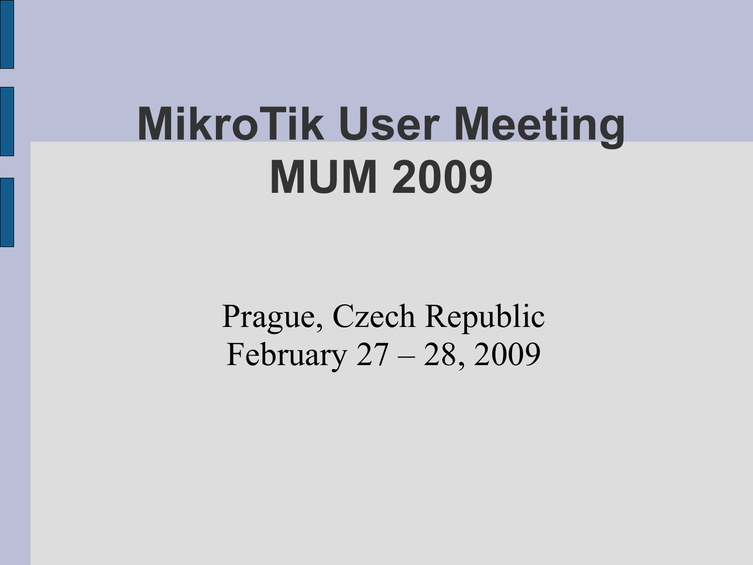# MikroTik User Meeting MUM 2009

Prague, Czech Republic
February 27 – 28, 2009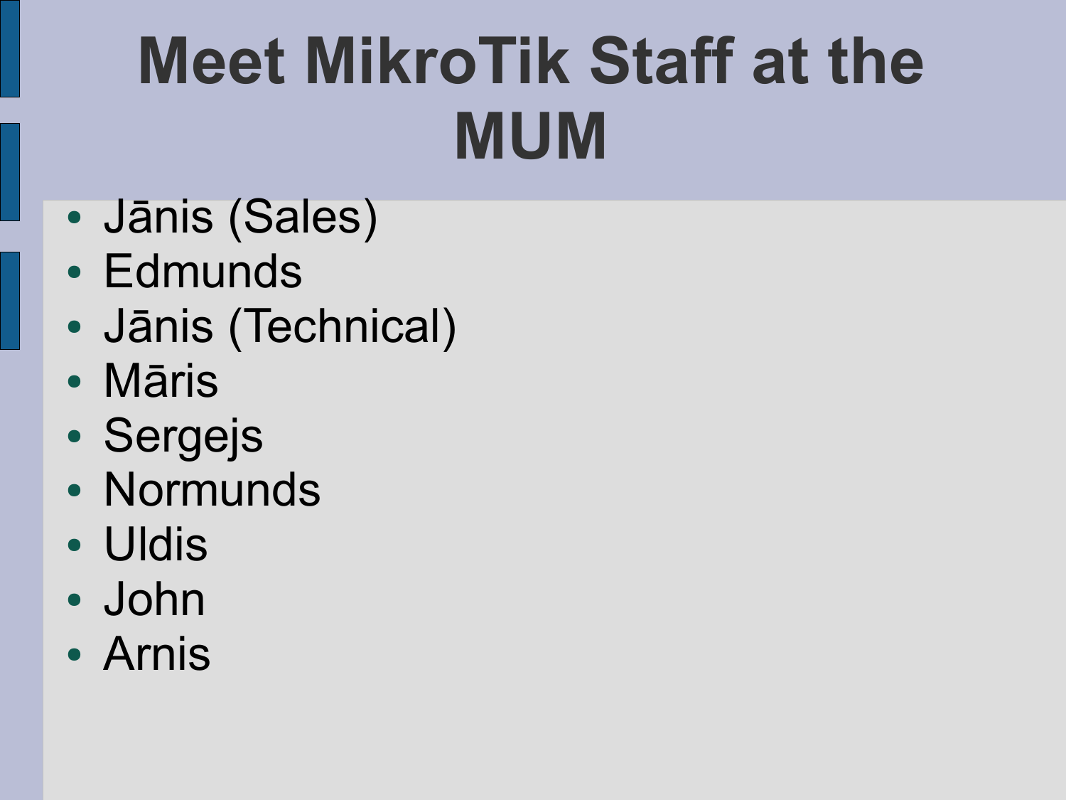# Meet MikroTik Staff at the MUM

- Jānis (Sales)
- Edmunds
- Jānis (Technical)
- Māris
- Sergejs
- Normunds
- Uldis
- John
- Arnis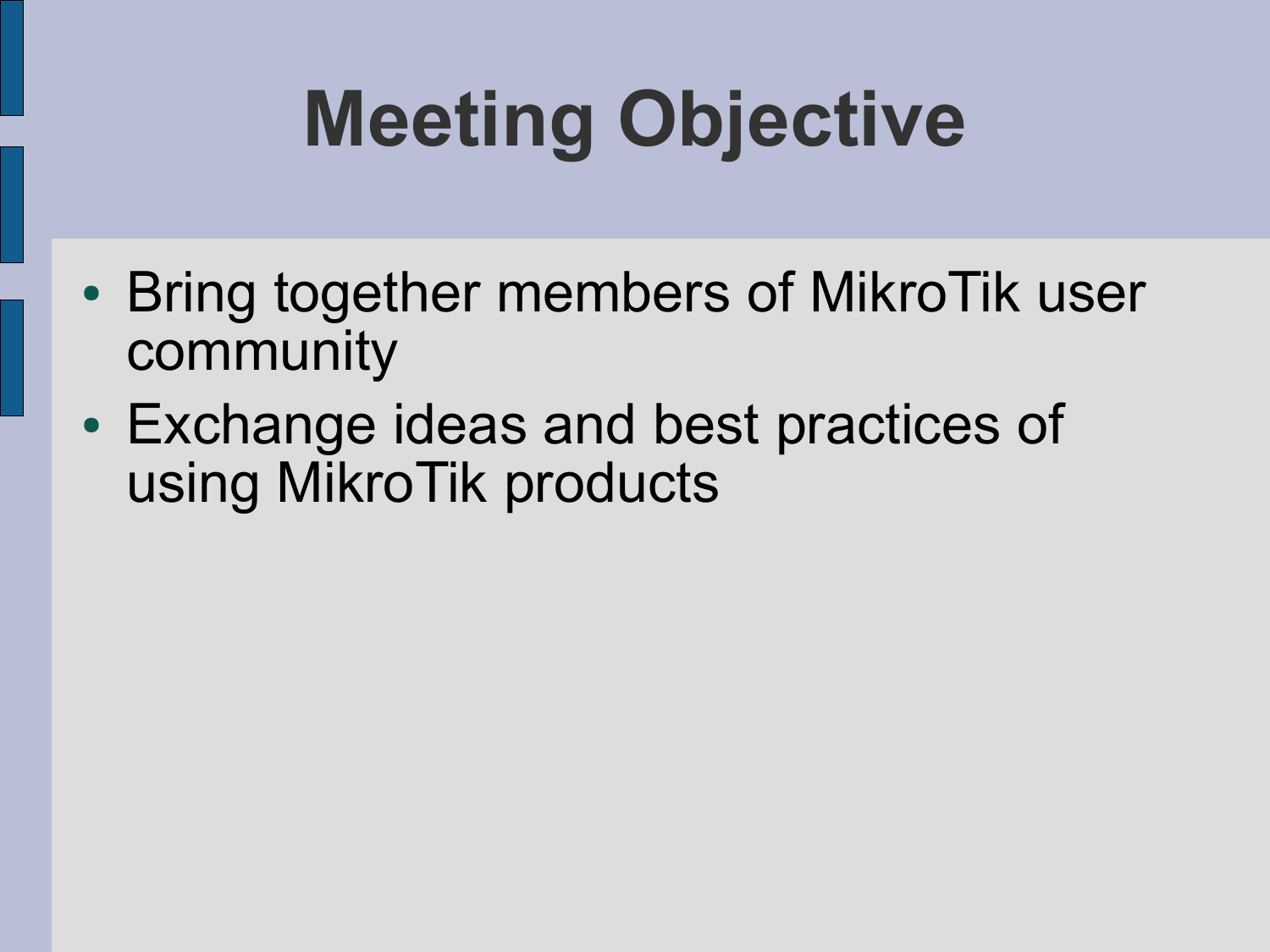# Meeting Objective

- Bring together members of MikroTik user community
- Exchange ideas and best practices of using MikroTik products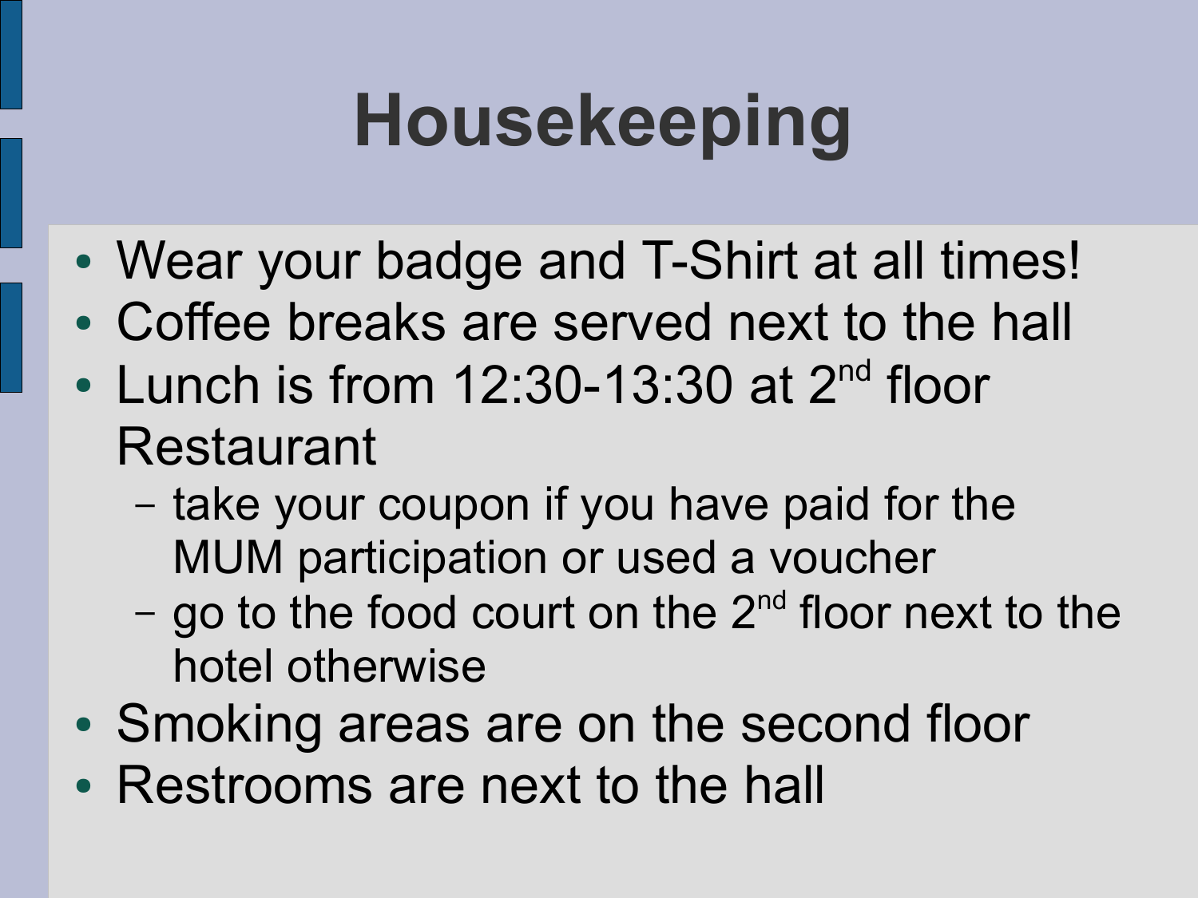# Housekeeping

- Wear your badge and T-Shirt at all times!
- Coffee breaks are served next to the hall
- Lunch is from 12:30-13:30 at $2^{nd}$ floor Restaurant
  - take your coupon if you have paid for the MUM participation or used a voucher
  - go to the food court on the $2^{nd}$ floor next to the hotel otherwise
- Smoking areas are on the second floor
- Restrooms are next to the hall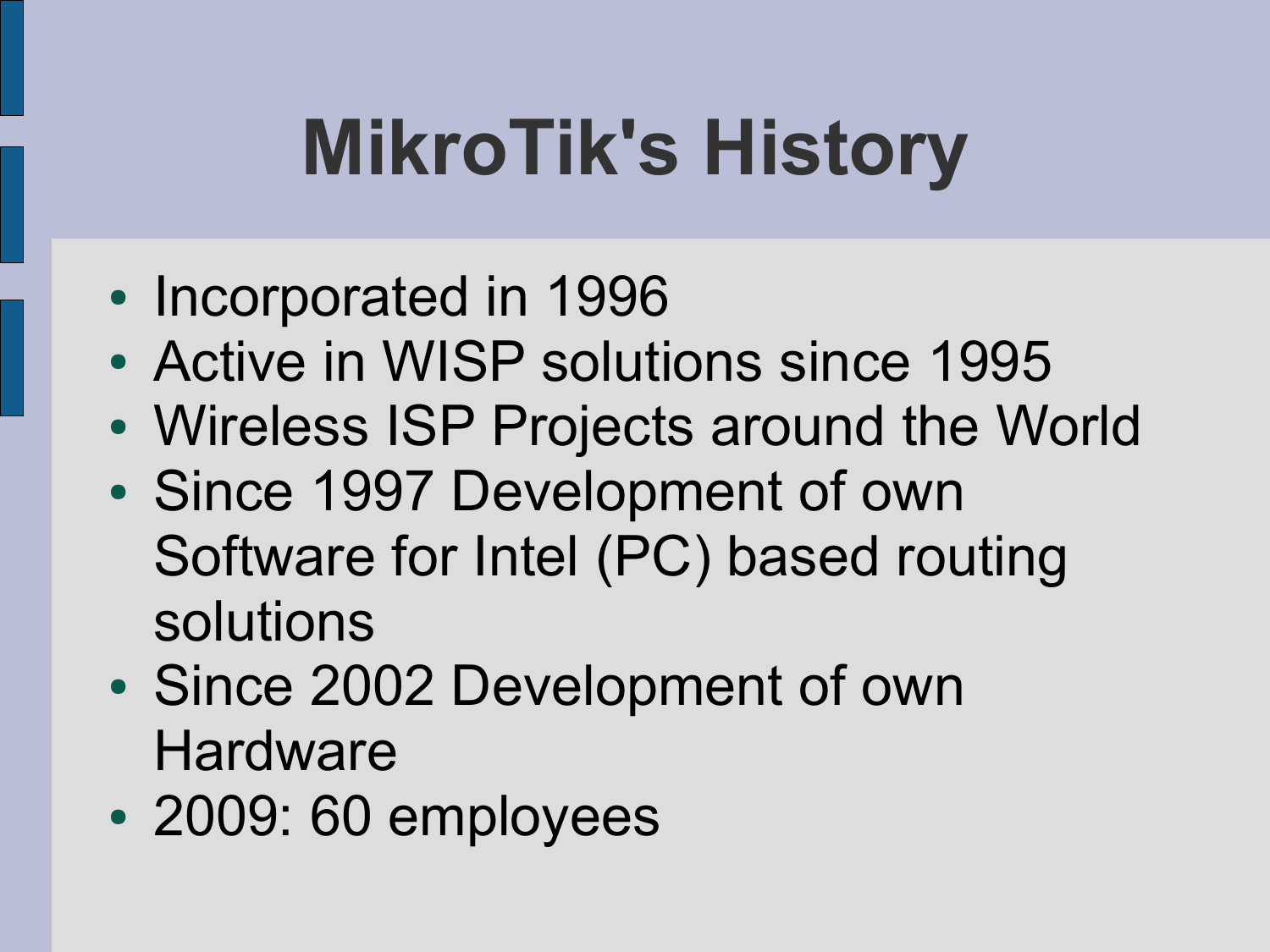# MikroTik's History

- Incorporated in 1996
- Active in WISP solutions since 1995
- Wireless ISP Projects around the World
- Since 1997 Development of own Software for Intel (PC) based routing solutions
- Since 2002 Development of own Hardware
- 2009: 60 employees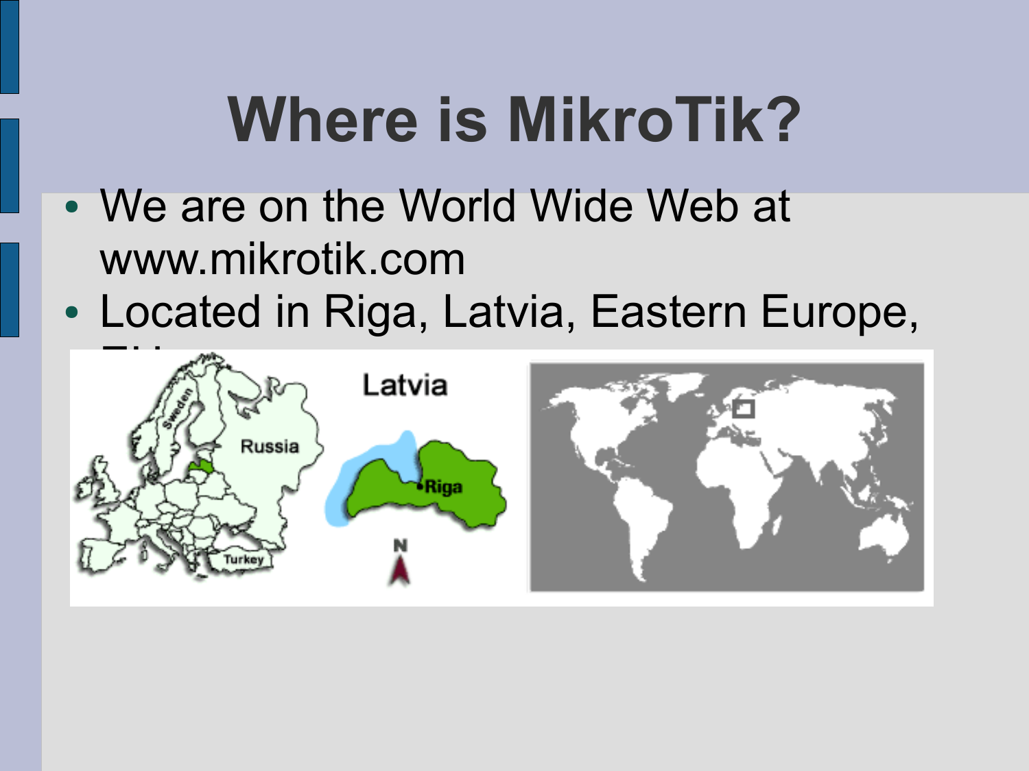# Where is MikroTik?

- We are on the World Wide Web at www.mikrotik.com
- Located in Riga, Latvia, Eastern Europe, EU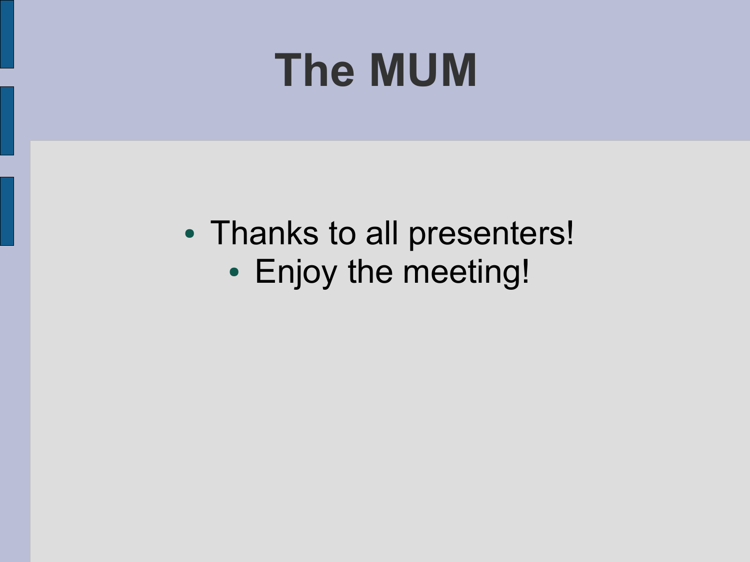# The MUM

- Thanks to all presenters!
  - Enjoy the meeting!